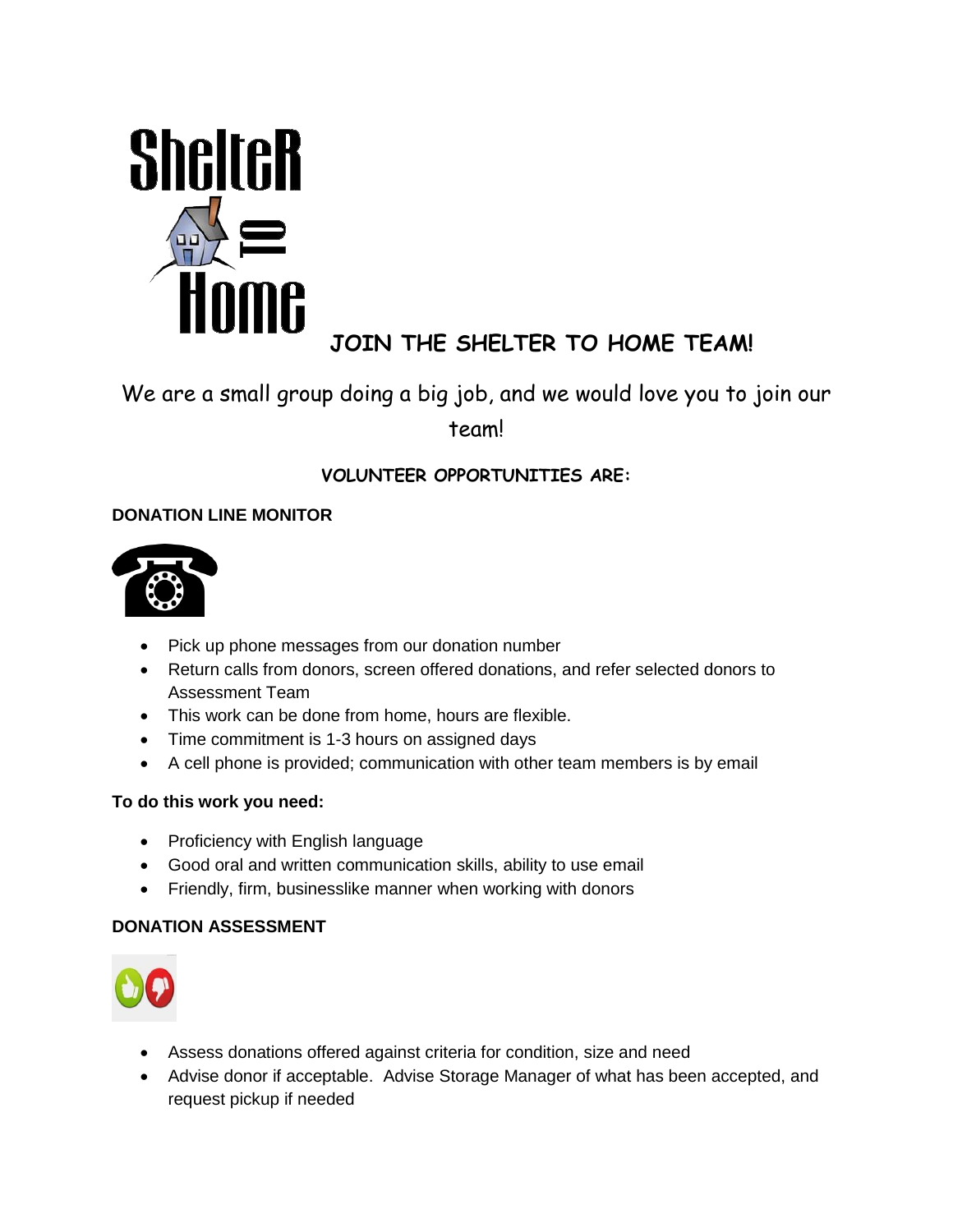Shelter to Home

# JOIN THE SHELTER TO HOME TEAM!

We are a small group doing a big job, and we would love you to join our team!

## VOLUNTEER OPPORTUNITIES ARE:

### DONATION LINE MONITOR

- Pick up phone messages from our donation number
- Return calls from donors, screen offered donations, and refer selected donors to Assessment Team
- This work can be done from home, hours are flexible.
- Time commitment is 1-3 hours on assigned days
- A cell phone is provided; communication with other team members is by email

**To do this work you need:**

- Proficiency with English language
- Good oral and written communication skills, ability to use email
- Friendly, firm, businesslike manner when working with donors

### DONATION ASSESSMENT

- Assess donations offered against criteria for condition, size and need
- Advise donor if acceptable. Advise Storage Manager of what has been accepted, and request pickup if needed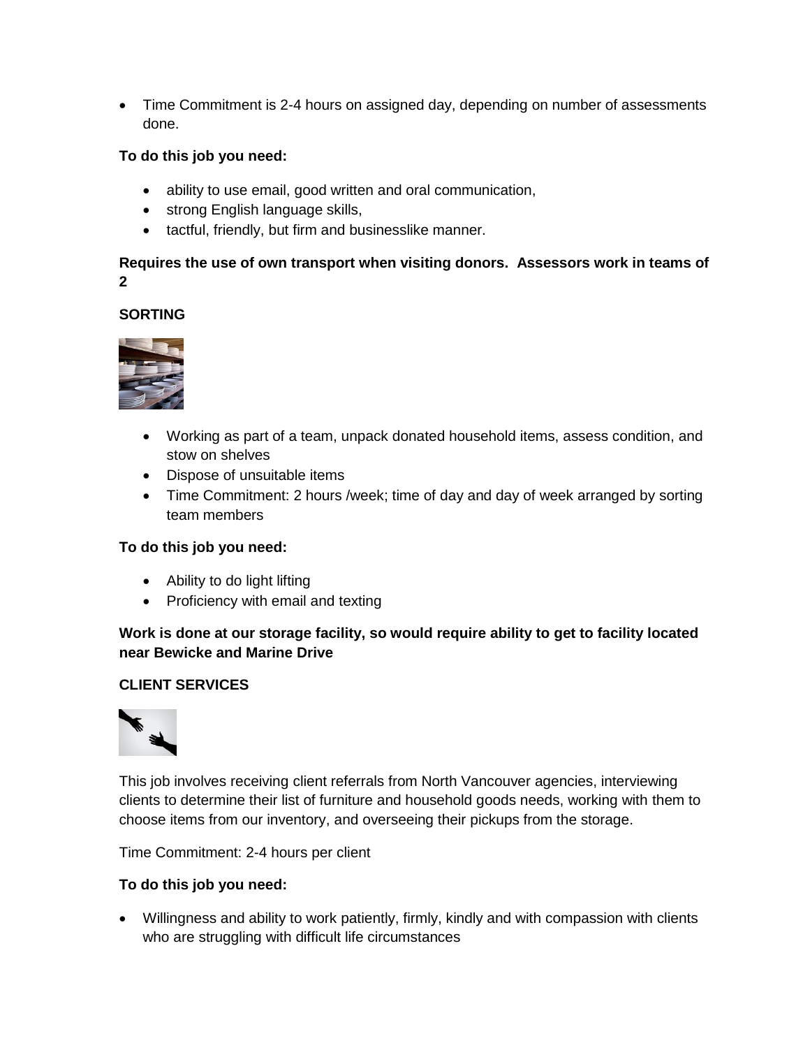- Time Commitment is 2-4 hours on assigned day, depending on number of assessments done.

**To do this job you need:**

- ability to use email, good written and oral communication,
- strong English language skills,
- tactful, friendly, but firm and businesslike manner.

**Requires the use of own transport when visiting donors. Assessors work in teams of 2**

**SORTING**

- Working as part of a team, unpack donated household items, assess condition, and stow on shelves
- Dispose of unsuitable items
- Time Commitment: 2 hours /week; time of day and day of week arranged by sorting team members

**To do this job you need:**

- Ability to do light lifting
- Proficiency with email and texting

**Work is done at our storage facility, so would require ability to get to facility located near Bewicke and Marine Drive**

**CLIENT SERVICES**

This job involves receiving client referrals from North Vancouver agencies, interviewing clients to determine their list of furniture and household goods needs, working with them to choose items from our inventory, and overseeing their pickups from the storage.

Time Commitment: 2-4 hours per client

**To do this job you need:**

- Willingness and ability to work patiently, firmly, kindly and with compassion with clients who are struggling with difficult life circumstances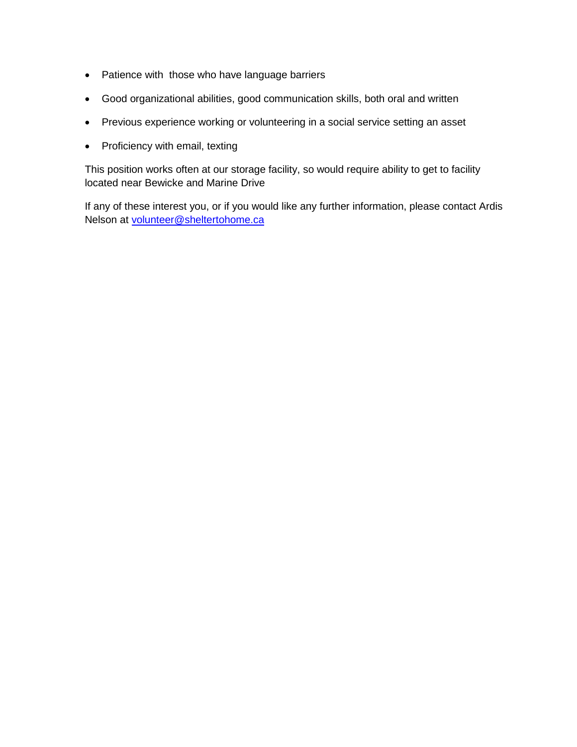- Patience with those who have language barriers
- Good organizational abilities, good communication skills, both oral and written
- Previous experience working or volunteering in a social service setting an asset
- Proficiency with email, texting

This position works often at our storage facility, so would require ability to get to facility located near Bewicke and Marine Drive

If any of these interest you, or if you would like any further information, please contact Ardis Nelson at [volunteer@sheltertohome.ca](mailto:volunteer@sheltertohome.ca)